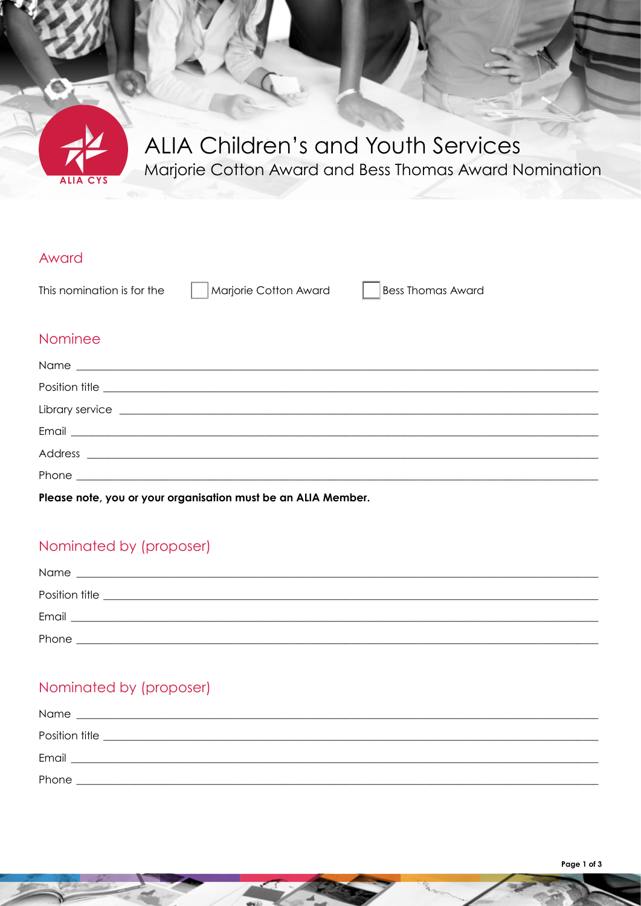# ALIA Children's and Youth Services

## Marjorie Cotton Award and Bess Thomas Award Nomination

### Award

This nomination is for the ☐ Marjorie Cotton Award ☐ Bess Thomas Award

### Nominee

Name \_\_\_\_\_\_\_\_\_\_\_\_\_\_\_\_\_\_\_\_\_\_\_\_\_\_\_\_\_\_\_\_\_\_\_\_\_\_\_\_\_\_\_\_

Position title \_\_\_\_\_\_\_\_\_\_\_\_\_\_\_\_\_\_\_\_\_\_\_\_\_\_\_\_\_\_\_\_\_\_\_\_\_\_\_\_\_\_\_\_

Library service \_\_\_\_\_\_\_\_\_\_\_\_\_\_\_\_\_\_\_\_\_\_\_\_\_\_\_\_\_\_\_\_\_\_\_\_\_\_\_\_\_\_\_\_

Email \_\_\_\_\_\_\_\_\_\_\_\_\_\_\_\_\_\_\_\_\_\_\_\_\_\_\_\_\_\_\_\_\_\_\_\_\_\_\_\_\_\_\_\_

Address \_\_\_\_\_\_\_\_\_\_\_\_\_\_\_\_\_\_\_\_\_\_\_\_\_\_\_\_\_\_\_\_\_\_\_\_\_\_\_\_\_\_\_\_

Phone \_\_\_\_\_\_\_\_\_\_\_\_\_\_\_\_\_\_\_\_\_\_\_\_\_\_\_\_\_\_\_\_\_\_\_\_\_\_\_\_\_\_\_\_

**Please note, you or your organisation must be an ALIA Member.**

### Nominated by (proposer)

Name \_\_\_\_\_\_\_\_\_\_\_\_\_\_\_\_\_\_\_\_\_\_\_\_\_\_\_\_\_\_\_\_\_\_\_\_\_\_\_\_\_\_\_\_

Position title \_\_\_\_\_\_\_\_\_\_\_\_\_\_\_\_\_\_\_\_\_\_\_\_\_\_\_\_\_\_\_\_\_\_\_\_\_\_\_\_\_\_\_\_

Email \_\_\_\_\_\_\_\_\_\_\_\_\_\_\_\_\_\_\_\_\_\_\_\_\_\_\_\_\_\_\_\_\_\_\_\_\_\_\_\_\_\_\_\_

Phone \_\_\_\_\_\_\_\_\_\_\_\_\_\_\_\_\_\_\_\_\_\_\_\_\_\_\_\_\_\_\_\_\_\_\_\_\_\_\_\_\_\_\_\_

### Nominated by (proposer)

Name \_\_\_\_\_\_\_\_\_\_\_\_\_\_\_\_\_\_\_\_\_\_\_\_\_\_\_\_\_\_\_\_\_\_\_\_\_\_\_\_\_\_\_\_

Position title \_\_\_\_\_\_\_\_\_\_\_\_\_\_\_\_\_\_\_\_\_\_\_\_\_\_\_\_\_\_\_\_\_\_\_\_\_\_\_\_\_\_\_\_

Email \_\_\_\_\_\_\_\_\_\_\_\_\_\_\_\_\_\_\_\_\_\_\_\_\_\_\_\_\_\_\_\_\_\_\_\_\_\_\_\_\_\_\_\_

Phone \_\_\_\_\_\_\_\_\_\_\_\_\_\_\_\_\_\_\_\_\_\_\_\_\_\_\_\_\_\_\_\_\_\_\_\_\_\_\_\_\_\_\_\_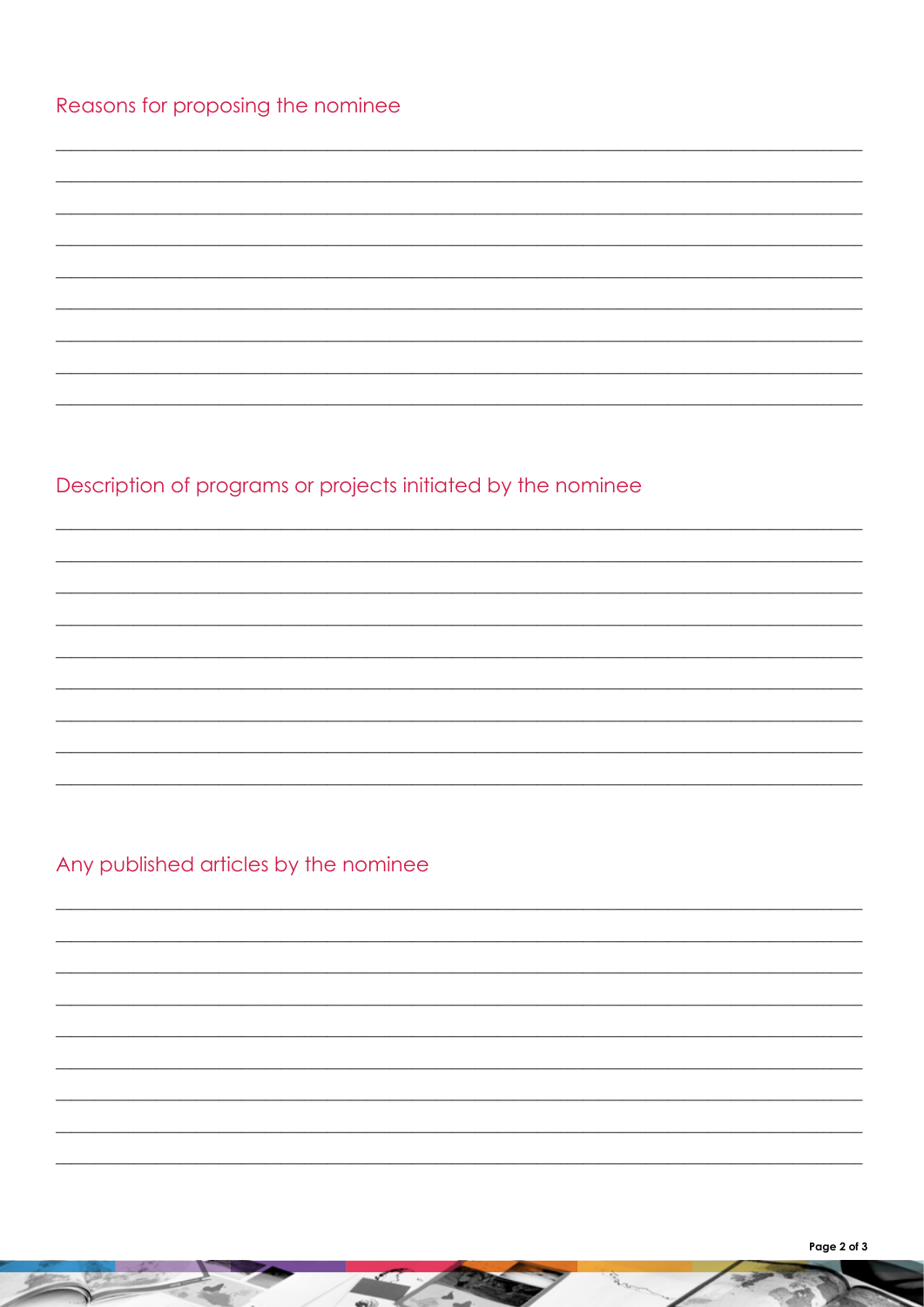## Reasons for proposing the nominee

\_\_\_\_\_\_\_\_\_\_\_\_\_\_\_\_\_\_\_\_\_\_\_\_\_\_\_\_\_\_\_\_\_\_\_\_\_\_\_\_\_\_\_\_\_\_\_\_\_\_\_\_\_\_\_\_\_\_\_\_\_\_\_\_\_\_\_\_\_\_\_\_\_\_\_\_\_\_

\_\_\_\_\_\_\_\_\_\_\_\_\_\_\_\_\_\_\_\_\_\_\_\_\_\_\_\_\_\_\_\_\_\_\_\_\_\_\_\_\_\_\_\_\_\_\_\_\_\_\_\_\_\_\_\_\_\_\_\_\_\_\_\_\_\_\_\_\_\_\_\_\_\_\_\_\_\_

\_\_\_\_\_\_\_\_\_\_\_\_\_\_\_\_\_\_\_\_\_\_\_\_\_\_\_\_\_\_\_\_\_\_\_\_\_\_\_\_\_\_\_\_\_\_\_\_\_\_\_\_\_\_\_\_\_\_\_\_\_\_\_\_\_\_\_\_\_\_\_\_\_\_\_\_\_\_

\_\_\_\_\_\_\_\_\_\_\_\_\_\_\_\_\_\_\_\_\_\_\_\_\_\_\_\_\_\_\_\_\_\_\_\_\_\_\_\_\_\_\_\_\_\_\_\_\_\_\_\_\_\_\_\_\_\_\_\_\_\_\_\_\_\_\_\_\_\_\_\_\_\_\_\_\_\_

\_\_\_\_\_\_\_\_\_\_\_\_\_\_\_\_\_\_\_\_\_\_\_\_\_\_\_\_\_\_\_\_\_\_\_\_\_\_\_\_\_\_\_\_\_\_\_\_\_\_\_\_\_\_\_\_\_\_\_\_\_\_\_\_\_\_\_\_\_\_\_\_\_\_\_\_\_\_

\_\_\_\_\_\_\_\_\_\_\_\_\_\_\_\_\_\_\_\_\_\_\_\_\_\_\_\_\_\_\_\_\_\_\_\_\_\_\_\_\_\_\_\_\_\_\_\_\_\_\_\_\_\_\_\_\_\_\_\_\_\_\_\_\_\_\_\_\_\_\_\_\_\_\_\_\_\_

\_\_\_\_\_\_\_\_\_\_\_\_\_\_\_\_\_\_\_\_\_\_\_\_\_\_\_\_\_\_\_\_\_\_\_\_\_\_\_\_\_\_\_\_\_\_\_\_\_\_\_\_\_\_\_\_\_\_\_\_\_\_\_\_\_\_\_\_\_\_\_\_\_\_\_\_\_\_

\_\_\_\_\_\_\_\_\_\_\_\_\_\_\_\_\_\_\_\_\_\_\_\_\_\_\_\_\_\_\_\_\_\_\_\_\_\_\_\_\_\_\_\_\_\_\_\_\_\_\_\_\_\_\_\_\_\_\_\_\_\_\_\_\_\_\_\_\_\_\_\_\_\_\_\_\_\_

\_\_\_\_\_\_\_\_\_\_\_\_\_\_\_\_\_\_\_\_\_\_\_\_\_\_\_\_\_\_\_\_\_\_\_\_\_\_\_\_\_\_\_\_\_\_\_\_\_\_\_\_\_\_\_\_\_\_\_\_\_\_\_\_\_\_\_\_\_\_\_\_\_\_\_\_\_\_

## Description of programs or projects initiated by the nominee

\_\_\_\_\_\_\_\_\_\_\_\_\_\_\_\_\_\_\_\_\_\_\_\_\_\_\_\_\_\_\_\_\_\_\_\_\_\_\_\_\_\_\_\_\_\_\_\_\_\_\_\_\_\_\_\_\_\_\_\_\_\_\_\_\_\_\_\_\_\_\_\_\_\_\_\_\_\_

\_\_\_\_\_\_\_\_\_\_\_\_\_\_\_\_\_\_\_\_\_\_\_\_\_\_\_\_\_\_\_\_\_\_\_\_\_\_\_\_\_\_\_\_\_\_\_\_\_\_\_\_\_\_\_\_\_\_\_\_\_\_\_\_\_\_\_\_\_\_\_\_\_\_\_\_\_\_

\_\_\_\_\_\_\_\_\_\_\_\_\_\_\_\_\_\_\_\_\_\_\_\_\_\_\_\_\_\_\_\_\_\_\_\_\_\_\_\_\_\_\_\_\_\_\_\_\_\_\_\_\_\_\_\_\_\_\_\_\_\_\_\_\_\_\_\_\_\_\_\_\_\_\_\_\_\_

\_\_\_\_\_\_\_\_\_\_\_\_\_\_\_\_\_\_\_\_\_\_\_\_\_\_\_\_\_\_\_\_\_\_\_\_\_\_\_\_\_\_\_\_\_\_\_\_\_\_\_\_\_\_\_\_\_\_\_\_\_\_\_\_\_\_\_\_\_\_\_\_\_\_\_\_\_\_

\_\_\_\_\_\_\_\_\_\_\_\_\_\_\_\_\_\_\_\_\_\_\_\_\_\_\_\_\_\_\_\_\_\_\_\_\_\_\_\_\_\_\_\_\_\_\_\_\_\_\_\_\_\_\_\_\_\_\_\_\_\_\_\_\_\_\_\_\_\_\_\_\_\_\_\_\_\_

\_\_\_\_\_\_\_\_\_\_\_\_\_\_\_\_\_\_\_\_\_\_\_\_\_\_\_\_\_\_\_\_\_\_\_\_\_\_\_\_\_\_\_\_\_\_\_\_\_\_\_\_\_\_\_\_\_\_\_\_\_\_\_\_\_\_\_\_\_\_\_\_\_\_\_\_\_\_

\_\_\_\_\_\_\_\_\_\_\_\_\_\_\_\_\_\_\_\_\_\_\_\_\_\_\_\_\_\_\_\_\_\_\_\_\_\_\_\_\_\_\_\_\_\_\_\_\_\_\_\_\_\_\_\_\_\_\_\_\_\_\_\_\_\_\_\_\_\_\_\_\_\_\_\_\_\_

\_\_\_\_\_\_\_\_\_\_\_\_\_\_\_\_\_\_\_\_\_\_\_\_\_\_\_\_\_\_\_\_\_\_\_\_\_\_\_\_\_\_\_\_\_\_\_\_\_\_\_\_\_\_\_\_\_\_\_\_\_\_\_\_\_\_\_\_\_\_\_\_\_\_\_\_\_\_

\_\_\_\_\_\_\_\_\_\_\_\_\_\_\_\_\_\_\_\_\_\_\_\_\_\_\_\_\_\_\_\_\_\_\_\_\_\_\_\_\_\_\_\_\_\_\_\_\_\_\_\_\_\_\_\_\_\_\_\_\_\_\_\_\_\_\_\_\_\_\_\_\_\_\_\_\_\_

## Any published articles by the nominee

\_\_\_\_\_\_\_\_\_\_\_\_\_\_\_\_\_\_\_\_\_\_\_\_\_\_\_\_\_\_\_\_\_\_\_\_\_\_\_\_\_\_\_\_\_\_\_\_\_\_\_\_\_\_\_\_\_\_\_\_\_\_\_\_\_\_\_\_\_\_\_\_\_\_\_\_\_\_

\_\_\_\_\_\_\_\_\_\_\_\_\_\_\_\_\_\_\_\_\_\_\_\_\_\_\_\_\_\_\_\_\_\_\_\_\_\_\_\_\_\_\_\_\_\_\_\_\_\_\_\_\_\_\_\_\_\_\_\_\_\_\_\_\_\_\_\_\_\_\_\_\_\_\_\_\_\_

\_\_\_\_\_\_\_\_\_\_\_\_\_\_\_\_\_\_\_\_\_\_\_\_\_\_\_\_\_\_\_\_\_\_\_\_\_\_\_\_\_\_\_\_\_\_\_\_\_\_\_\_\_\_\_\_\_\_\_\_\_\_\_\_\_\_\_\_\_\_\_\_\_\_\_\_\_\_

\_\_\_\_\_\_\_\_\_\_\_\_\_\_\_\_\_\_\_\_\_\_\_\_\_\_\_\_\_\_\_\_\_\_\_\_\_\_\_\_\_\_\_\_\_\_\_\_\_\_\_\_\_\_\_\_\_\_\_\_\_\_\_\_\_\_\_\_\_\_\_\_\_\_\_\_\_\_

\_\_\_\_\_\_\_\_\_\_\_\_\_\_\_\_\_\_\_\_\_\_\_\_\_\_\_\_\_\_\_\_\_\_\_\_\_\_\_\_\_\_\_\_\_\_\_\_\_\_\_\_\_\_\_\_\_\_\_\_\_\_\_\_\_\_\_\_\_\_\_\_\_\_\_\_\_\_

\_\_\_\_\_\_\_\_\_\_\_\_\_\_\_\_\_\_\_\_\_\_\_\_\_\_\_\_\_\_\_\_\_\_\_\_\_\_\_\_\_\_\_\_\_\_\_\_\_\_\_\_\_\_\_\_\_\_\_\_\_\_\_\_\_\_\_\_\_\_\_\_\_\_\_\_\_\_

\_\_\_\_\_\_\_\_\_\_\_\_\_\_\_\_\_\_\_\_\_\_\_\_\_\_\_\_\_\_\_\_\_\_\_\_\_\_\_\_\_\_\_\_\_\_\_\_\_\_\_\_\_\_\_\_\_\_\_\_\_\_\_\_\_\_\_\_\_\_\_\_\_\_\_\_\_\_

\_\_\_\_\_\_\_\_\_\_\_\_\_\_\_\_\_\_\_\_\_\_\_\_\_\_\_\_\_\_\_\_\_\_\_\_\_\_\_\_\_\_\_\_\_\_\_\_\_\_\_\_\_\_\_\_\_\_\_\_\_\_\_\_\_\_\_\_\_\_\_\_\_\_\_\_\_\_

\_\_\_\_\_\_\_\_\_\_\_\_\_\_\_\_\_\_\_\_\_\_\_\_\_\_\_\_\_\_\_\_\_\_\_\_\_\_\_\_\_\_\_\_\_\_\_\_\_\_\_\_\_\_\_\_\_\_\_\_\_\_\_\_\_\_\_\_\_\_\_\_\_\_\_\_\_\_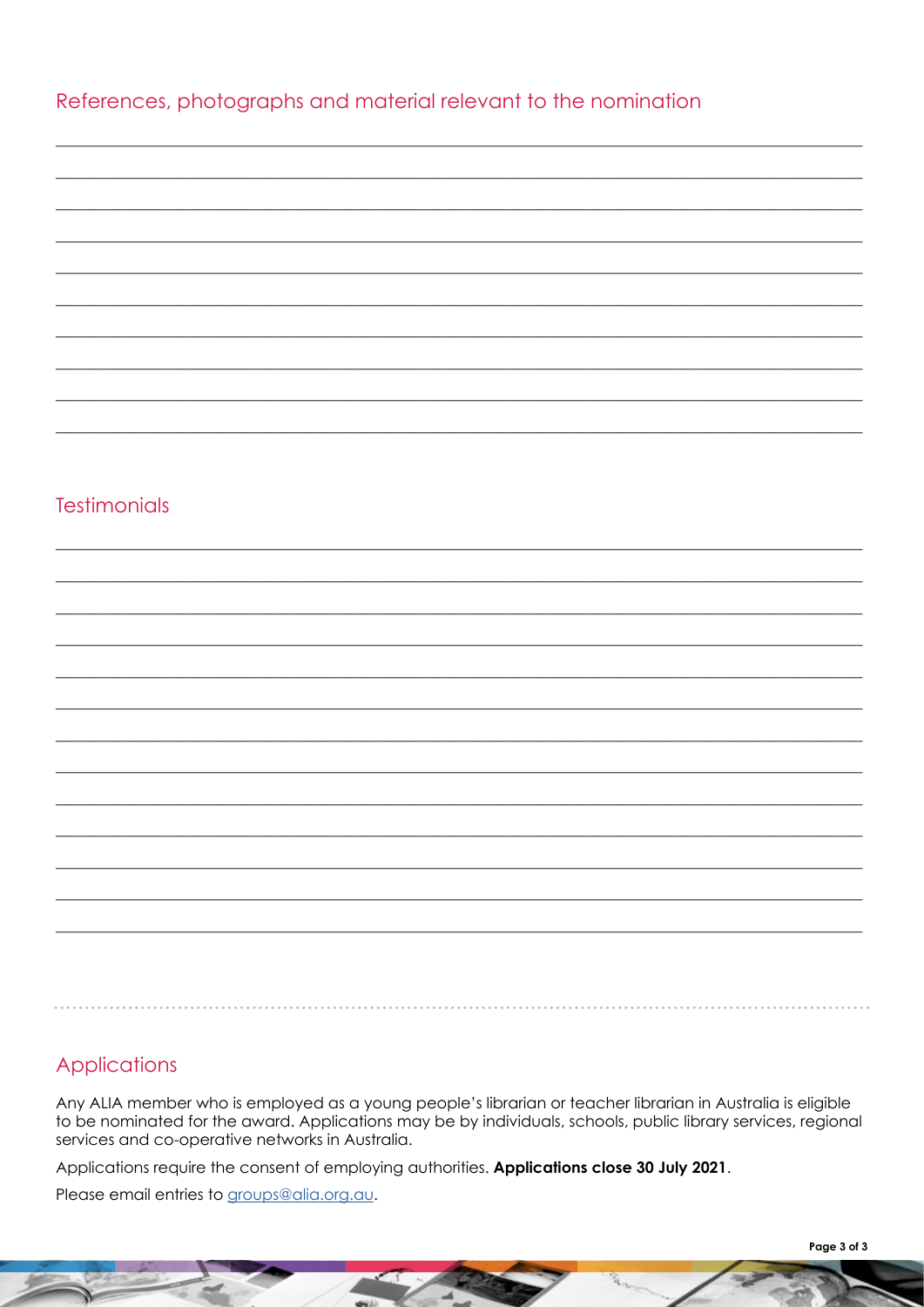## References, photographs and material relevant to the nomination

## Testimonials

## Applications

Any ALIA member who is employed as a young people's librarian or teacher librarian in Australia is eligible to be nominated for the award. Applications may be by individuals, schools, public library services, regional services and co-operative networks in Australia.

Applications require the consent of employing authorities. **Applications close 30 July 2021**.

Please email entries to groups@alia.org.au.